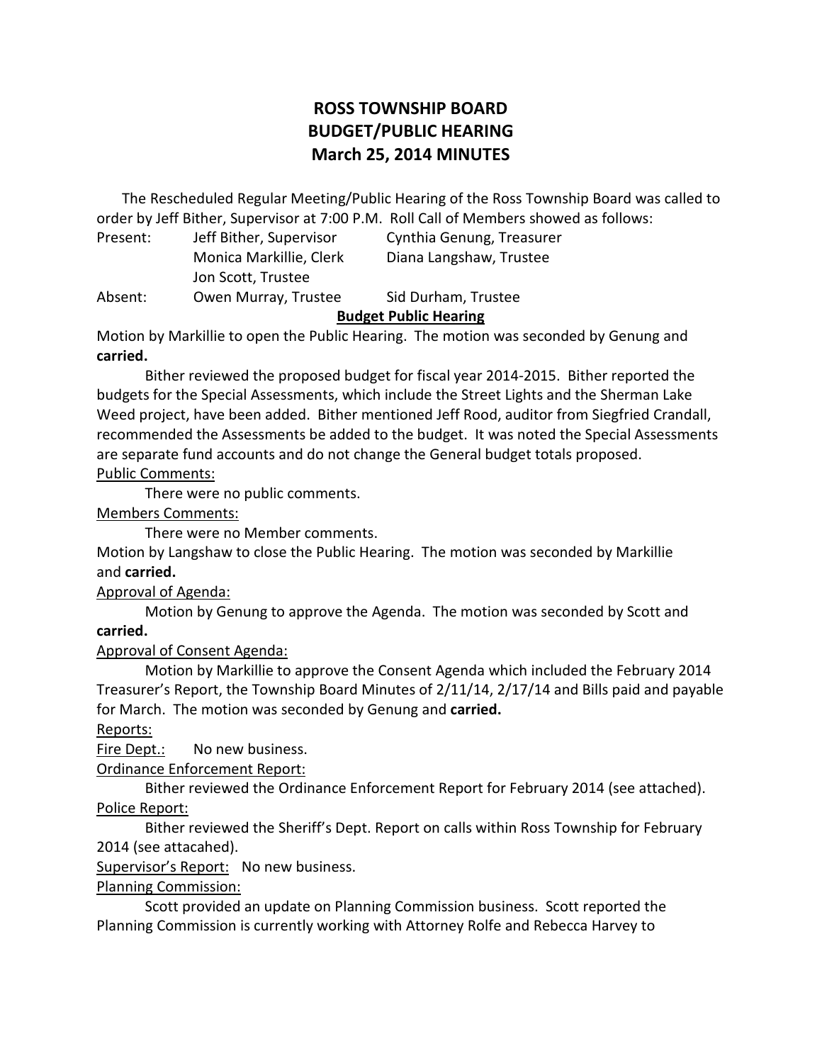# ROSS TOWNSHIP BOARD
# BUDGET/PUBLIC HEARING
# March 25, 2014 MINUTES

The Rescheduled Regular Meeting/Public Hearing of the Ross Township Board was called to order by Jeff Bither, Supervisor at 7:00 P.M. Roll Call of Members showed as follows:

| | | |
|---|---|---|
| Present: | Jeff Bither, Supervisor | Cynthia Genung, Treasurer |
| | Monica Markillie, Clerk | Diana Langshaw, Trustee |
| | Jon Scott, Trustee | |
| Absent: | Owen Murray, Trustee | Sid Durham, Trustee |

**Budget Public Hearing**

Motion by Markillie to open the Public Hearing. The motion was seconded by Genung and **carried.**

Bither reviewed the proposed budget for fiscal year 2014-2015. Bither reported the budgets for the Special Assessments, which include the Street Lights and the Sherman Lake Weed project, have been added. Bither mentioned Jeff Rood, auditor from Siegfried Crandall, recommended the Assessments be added to the budget. It was noted the Special Assessments are separate fund accounts and do not change the General budget totals proposed.

Public Comments:

There were no public comments.

Members Comments:

There were no Member comments.

Motion by Langshaw to close the Public Hearing. The motion was seconded by Markillie and **carried.**

Approval of Agenda:

Motion by Genung to approve the Agenda. The motion was seconded by Scott and **carried.**

Approval of Consent Agenda:

Motion by Markillie to approve the Consent Agenda which included the February 2014 Treasurer's Report, the Township Board Minutes of 2/11/14, 2/17/14 and Bills paid and payable for March. The motion was seconded by Genung and **carried.**

Reports:

Fire Dept.: No new business.

Ordinance Enforcement Report:

Bither reviewed the Ordinance Enforcement Report for February 2014 (see attached).

Police Report:

Bither reviewed the Sheriff's Dept. Report on calls within Ross Township for February 2014 (see attacahed).

Supervisor's Report: No new business.

Planning Commission:

Scott provided an update on Planning Commission business. Scott reported the Planning Commission is currently working with Attorney Rolfe and Rebecca Harvey to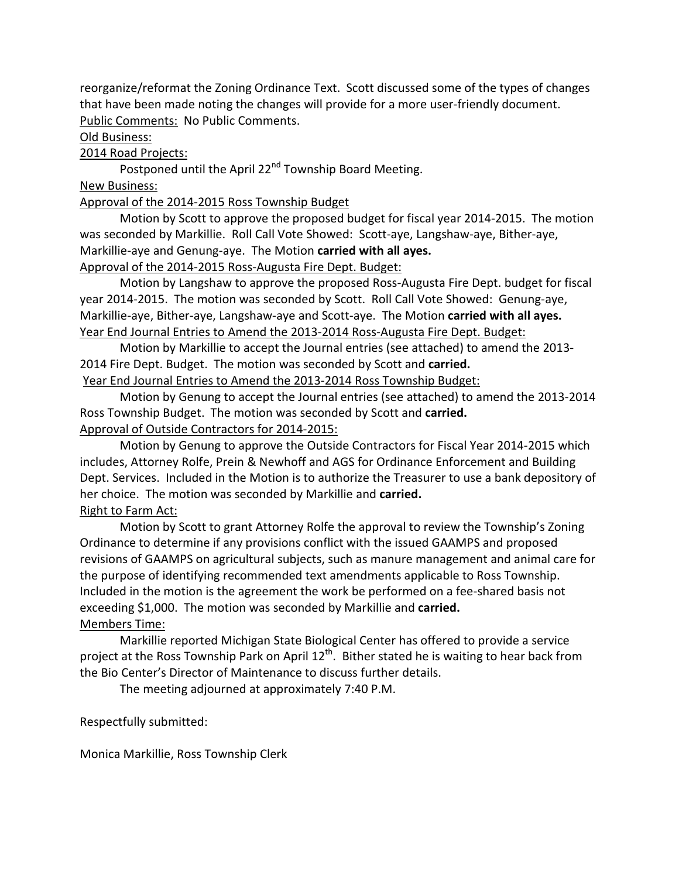reorganize/reformat the Zoning Ordinance Text. Scott discussed some of the types of changes that have been made noting the changes will provide for a more user-friendly document.

Public Comments: No Public Comments.

Old Business:

2014 Road Projects:

Postponed until the April 22nd Township Board Meeting.

New Business:

Approval of the 2014-2015 Ross Township Budget

Motion by Scott to approve the proposed budget for fiscal year 2014-2015. The motion was seconded by Markillie. Roll Call Vote Showed: Scott-aye, Langshaw-aye, Bither-aye, Markillie-aye and Genung-aye. The Motion **carried with all ayes.**

Approval of the 2014-2015 Ross-Augusta Fire Dept. Budget:

Motion by Langshaw to approve the proposed Ross-Augusta Fire Dept. budget for fiscal year 2014-2015. The motion was seconded by Scott. Roll Call Vote Showed: Genung-aye, Markillie-aye, Bither-aye, Langshaw-aye and Scott-aye. The Motion **carried with all ayes.**

Year End Journal Entries to Amend the 2013-2014 Ross-Augusta Fire Dept. Budget:

Motion by Markillie to accept the Journal entries (see attached) to amend the 2013-2014 Fire Dept. Budget. The motion was seconded by Scott and **carried.**

Year End Journal Entries to Amend the 2013-2014 Ross Township Budget:

Motion by Genung to accept the Journal entries (see attached) to amend the 2013-2014 Ross Township Budget. The motion was seconded by Scott and **carried.**

Approval of Outside Contractors for 2014-2015:

Motion by Genung to approve the Outside Contractors for Fiscal Year 2014-2015 which includes, Attorney Rolfe, Prein & Newhoff and AGS for Ordinance Enforcement and Building Dept. Services. Included in the Motion is to authorize the Treasurer to use a bank depository of her choice. The motion was seconded by Markillie and **carried.**

Right to Farm Act:

Motion by Scott to grant Attorney Rolfe the approval to review the Township's Zoning Ordinance to determine if any provisions conflict with the issued GAAMPS and proposed revisions of GAAMPS on agricultural subjects, such as manure management and animal care for the purpose of identifying recommended text amendments applicable to Ross Township. Included in the motion is the agreement the work be performed on a fee-shared basis not exceeding $1,000. The motion was seconded by Markillie and **carried.**

Members Time:

Markillie reported Michigan State Biological Center has offered to provide a service project at the Ross Township Park on April 12th. Bither stated he is waiting to hear back from the Bio Center's Director of Maintenance to discuss further details.

The meeting adjourned at approximately 7:40 P.M.

Respectfully submitted:

Monica Markillie, Ross Township Clerk